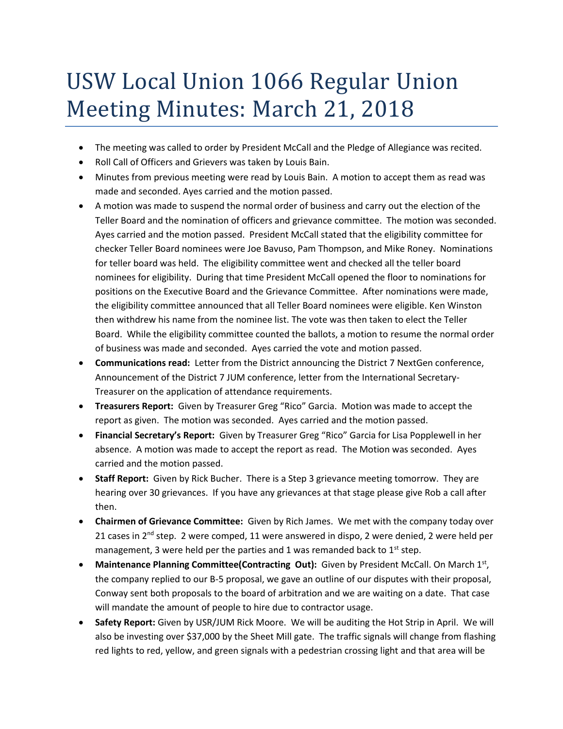# USW Local Union 1066 Regular Union Meeting Minutes: March 21, 2018

- The meeting was called to order by President McCall and the Pledge of Allegiance was recited.
- Roll Call of Officers and Grievers was taken by Louis Bain.
- Minutes from previous meeting were read by Louis Bain. A motion to accept them as read was made and seconded. Ayes carried and the motion passed.
- A motion was made to suspend the normal order of business and carry out the election of the Teller Board and the nomination of officers and grievance committee. The motion was seconded. Ayes carried and the motion passed. President McCall stated that the eligibility committee for checker Teller Board nominees were Joe Bavuso, Pam Thompson, and Mike Roney. Nominations for teller board was held. The eligibility committee went and checked all the teller board nominees for eligibility. During that time President McCall opened the floor to nominations for positions on the Executive Board and the Grievance Committee. After nominations were made, the eligibility committee announced that all Teller Board nominees were eligible. Ken Winston then withdrew his name from the nominee list. The vote was then taken to elect the Teller Board. While the eligibility committee counted the ballots, a motion to resume the normal order of business was made and seconded. Ayes carried the vote and motion passed.
- **Communications read:** Letter from the District announcing the District 7 NextGen conference, Announcement of the District 7 JUM conference, letter from the International Secretary-Treasurer on the application of attendance requirements.
- **Treasurers Report:** Given by Treasurer Greg "Rico" Garcia. Motion was made to accept the report as given. The motion was seconded. Ayes carried and the motion passed.
- **Financial Secretary's Report:** Given by Treasurer Greg "Rico" Garcia for Lisa Popplewell in her absence. A motion was made to accept the report as read. The Motion was seconded. Ayes carried and the motion passed.
- **Staff Report:** Given by Rick Bucher. There is a Step 3 grievance meeting tomorrow. They are hearing over 30 grievances. If you have any grievances at that stage please give Rob a call after then.
- **Chairmen of Grievance Committee:** Given by Rich James. We met with the company today over 21 cases in 2nd step. 2 were comped, 11 were answered in dispo, 2 were denied, 2 were held per management, 3 were held per the parties and 1 was remanded back to 1st step.
- **Maintenance Planning Committee(Contracting Out):** Given by President McCall. On March 1st, the company replied to our B-5 proposal, we gave an outline of our disputes with their proposal, Conway sent both proposals to the board of arbitration and we are waiting on a date. That case will mandate the amount of people to hire due to contractor usage.
- **Safety Report:** Given by USR/JUM Rick Moore. We will be auditing the Hot Strip in April. We will also be investing over $37,000 by the Sheet Mill gate. The traffic signals will change from flashing red lights to red, yellow, and green signals with a pedestrian crossing light and that area will be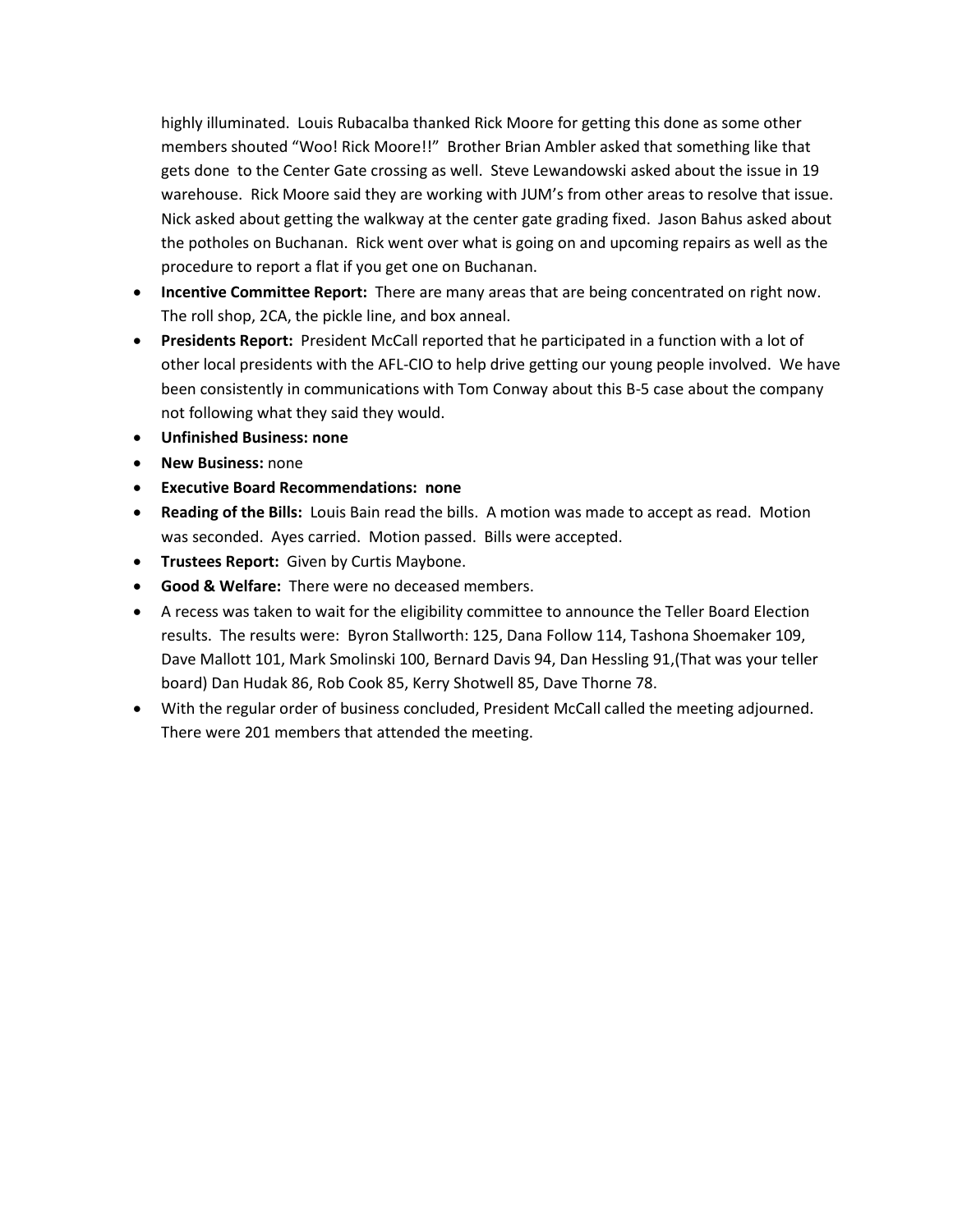highly illuminated. Louis Rubacalba thanked Rick Moore for getting this done as some other members shouted "Woo! Rick Moore!!" Brother Brian Ambler asked that something like that gets done to the Center Gate crossing as well. Steve Lewandowski asked about the issue in 19 warehouse. Rick Moore said they are working with JUM's from other areas to resolve that issue. Nick asked about getting the walkway at the center gate grading fixed. Jason Bahus asked about the potholes on Buchanan. Rick went over what is going on and upcoming repairs as well as the procedure to report a flat if you get one on Buchanan.

- **Incentive Committee Report:** There are many areas that are being concentrated on right now. The roll shop, 2CA, the pickle line, and box anneal.
- **Presidents Report:** President McCall reported that he participated in a function with a lot of other local presidents with the AFL-CIO to help drive getting our young people involved. We have been consistently in communications with Tom Conway about this B-5 case about the company not following what they said they would.
- **Unfinished Business: none**
- **New Business:** none
- **Executive Board Recommendations: none**
- **Reading of the Bills:** Louis Bain read the bills. A motion was made to accept as read. Motion was seconded. Ayes carried. Motion passed. Bills were accepted.
- **Trustees Report:** Given by Curtis Maybone.
- **Good & Welfare:** There were no deceased members.
- A recess was taken to wait for the eligibility committee to announce the Teller Board Election results. The results were: Byron Stallworth: 125, Dana Follow 114, Tashona Shoemaker 109, Dave Mallott 101, Mark Smolinski 100, Bernard Davis 94, Dan Hessling 91,(That was your teller board) Dan Hudak 86, Rob Cook 85, Kerry Shotwell 85, Dave Thorne 78.
- With the regular order of business concluded, President McCall called the meeting adjourned. There were 201 members that attended the meeting.